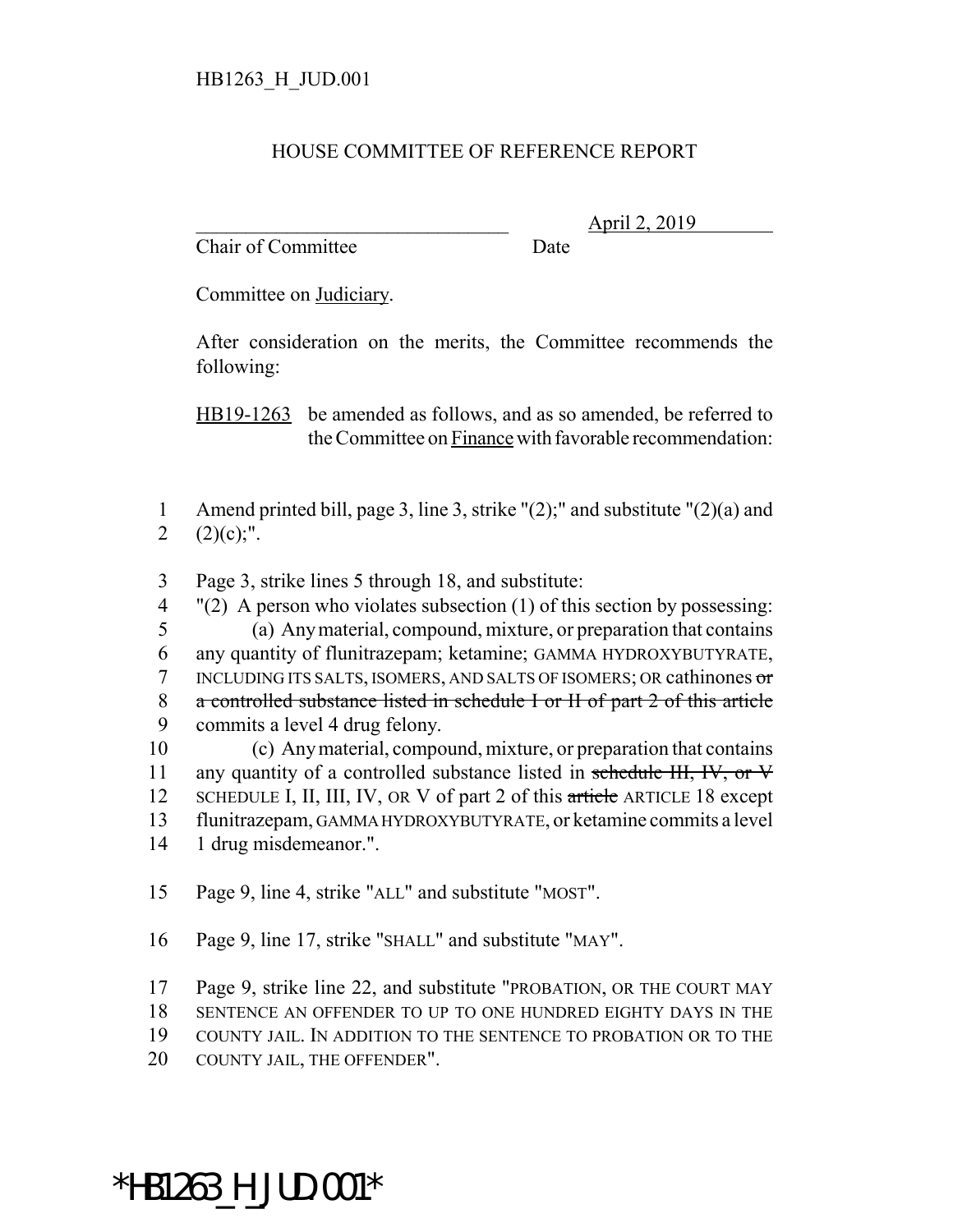HB1263_H_JUD.001

HOUSE COMMITTEE OF REFERENCE REPORT

_______________________________ April 2, 2019
Chair of Committee Date

Committee on Judiciary.

After consideration on the merits, the Committee recommends the following:

HB19-1263 be amended as follows, and as so amended, be referred to the Committee on Finance with favorable recommendation:

1 Amend printed bill, page 3, line 3, strike "(2);" and substitute "(2)(a) and
2 (2)(c);".

3 Page 3, strike lines 5 through 18, and substitute:
4 "(2) A person who violates subsection (1) of this section by possessing:
5 (a) Any material, compound, mixture, or preparation that contains
6 any quantity of flunitrazepam; ketamine; GAMMA HYDROXYBUTYRATE,
7 INCLUDING ITS SALTS, ISOMERS, AND SALTS OF ISOMERS; OR cathinones ~~or~~
8 ~~a controlled substance listed in schedule I or II of part 2 of this article~~
9 commits a level 4 drug felony.
10 (c) Any material, compound, mixture, or preparation that contains
11 any quantity of a controlled substance listed in ~~schedule III, IV, or V~~
12 SCHEDULE I, II, III, IV, OR V of part 2 of this ~~article~~ ARTICLE 18 except
13 flunitrazepam, GAMMA HYDROXYBUTYRATE, or ketamine commits a level
14 1 drug misdemeanor.".

15 Page 9, line 4, strike "ALL" and substitute "MOST".

16 Page 9, line 17, strike "SHALL" and substitute "MAY".

17 Page 9, strike line 22, and substitute "PROBATION, OR THE COURT MAY
18 SENTENCE AN OFFENDER TO UP TO ONE HUNDRED EIGHTY DAYS IN THE
19 COUNTY JAIL. IN ADDITION TO THE SENTENCE TO PROBATION OR TO THE
20 COUNTY JAIL, THE OFFENDER".

*HB1263_H_JUD.001*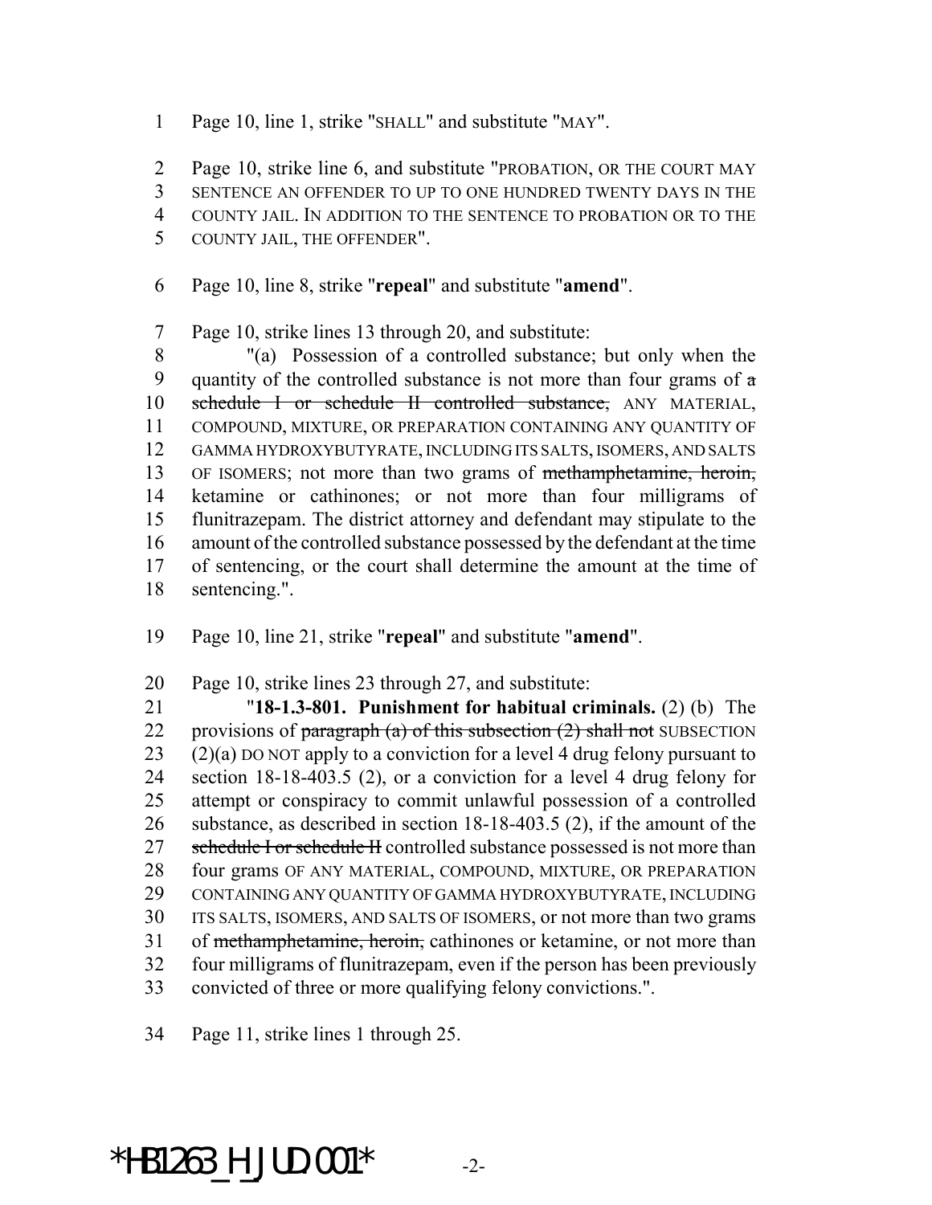1 Page 10, line 1, strike "SHALL" and substitute "MAY".

2 Page 10, strike line 6, and substitute "PROBATION, OR THE COURT MAY
3 SENTENCE AN OFFENDER TO UP TO ONE HUNDRED TWENTY DAYS IN THE
4 COUNTY JAIL. IN ADDITION TO THE SENTENCE TO PROBATION OR TO THE
5 COUNTY JAIL, THE OFFENDER".

6 Page 10, line 8, strike "**repeal**" and substitute "**amend**".

7 Page 10, strike lines 13 through 20, and substitute:

8 "(a) Possession of a controlled substance; but only when the
9 quantity of the controlled substance is not more than four grams of ~~a~~
10 ~~schedule I or schedule II controlled substance,~~ ANY MATERIAL,
11 COMPOUND, MIXTURE, OR PREPARATION CONTAINING ANY QUANTITY OF
12 GAMMA HYDROXYBUTYRATE, INCLUDING ITS SALTS, ISOMERS, AND SALTS
13 OF ISOMERS; not more than two grams of ~~methamphetamine, heroin,~~
14 ketamine or cathinones; or not more than four milligrams of
15 flunitrazepam. The district attorney and defendant may stipulate to the
16 amount of the controlled substance possessed by the defendant at the time
17 of sentencing, or the court shall determine the amount at the time of
18 sentencing.".

19 Page 10, line 21, strike "**repeal**" and substitute "**amend**".

20 Page 10, strike lines 23 through 27, and substitute:

21 "**18-1.3-801. Punishment for habitual criminals.** (2) (b) The
22 provisions of ~~paragraph (a) of this subsection (2) shall not~~ SUBSECTION
23 (2)(a) DO NOT apply to a conviction for a level 4 drug felony pursuant to
24 section 18-18-403.5 (2), or a conviction for a level 4 drug felony for
25 attempt or conspiracy to commit unlawful possession of a controlled
26 substance, as described in section 18-18-403.5 (2), if the amount of the
27 ~~schedule I or schedule II~~ controlled substance possessed is not more than
28 four grams OF ANY MATERIAL, COMPOUND, MIXTURE, OR PREPARATION
29 CONTAINING ANY QUANTITY OF GAMMA HYDROXYBUTYRATE, INCLUDING
30 ITS SALTS, ISOMERS, AND SALTS OF ISOMERS, or not more than two grams
31 of ~~methamphetamine, heroin,~~ cathinones or ketamine, or not more than
32 four milligrams of flunitrazepam, even if the person has been previously
33 convicted of three or more qualifying felony convictions.".

34 Page 11, strike lines 1 through 25.

*HB1263_H_JUD.001*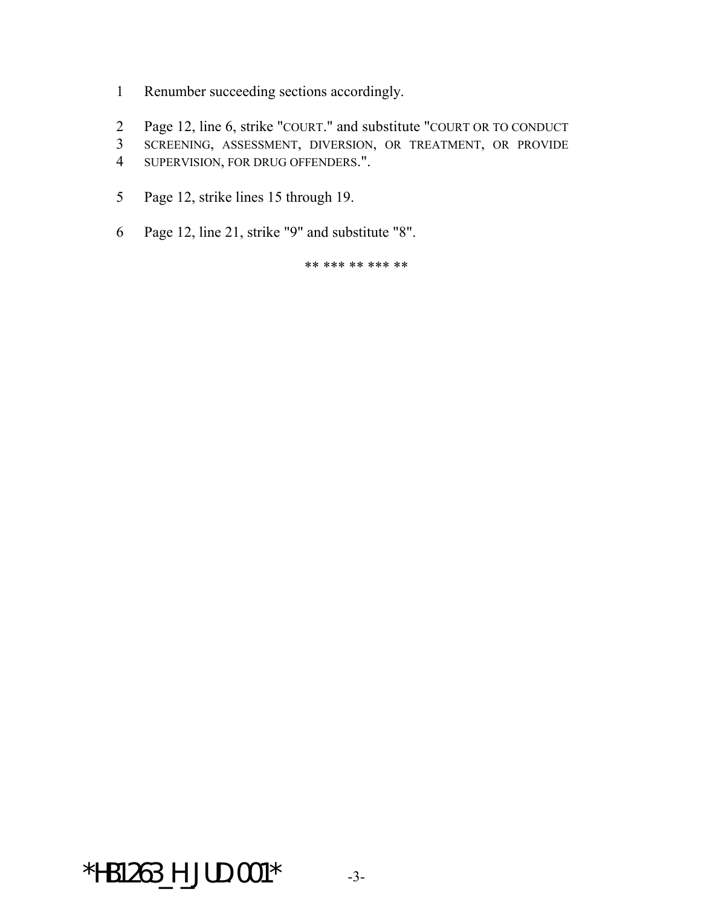Renumber succeeding sections accordingly.

Page 12, line 6, strike "COURT." and substitute "COURT OR TO CONDUCT SCREENING, ASSESSMENT, DIVERSION, OR TREATMENT, OR PROVIDE SUPERVISION, FOR DRUG OFFENDERS.".

Page 12, strike lines 15 through 19.

Page 12, line 21, strike "9" and substitute "8".

** *** ** *** **

*HB1263_H_JUD.001*